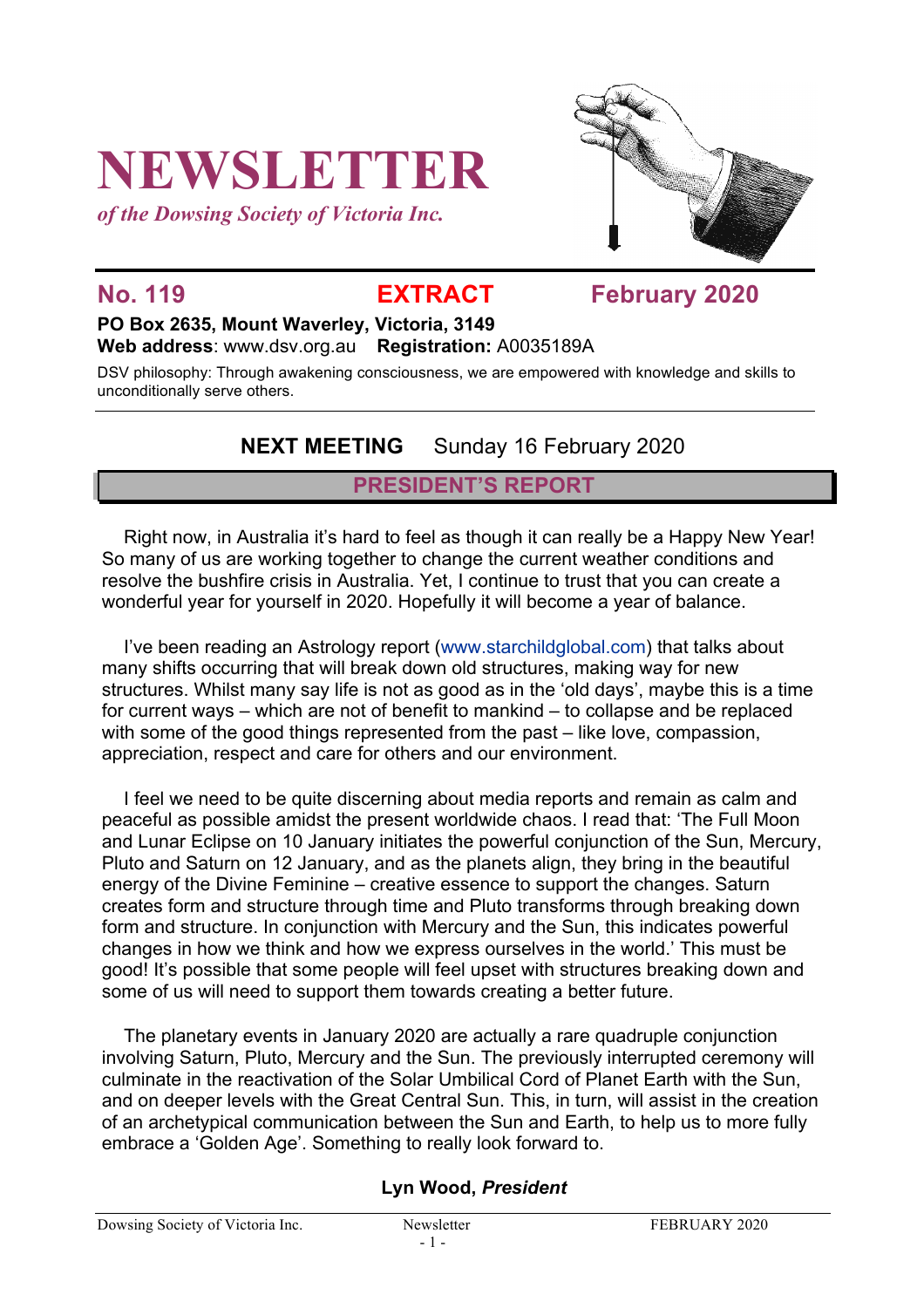# NEWSLETTER

*of the Dowsing Society of Victoria Inc.*

## No. 119 EXTRACT February 2020

**PO Box 2635, Mount Waverley, Victoria, 3149**
**Web address**: www.dsv.org.au **Registration:** A0035189A

DSV philosophy: Through awakening consciousness, we are empowered with knowledge and skills to unconditionally serve others.

**NEXT MEETING** Sunday 16 February 2020

## PRESIDENT'S REPORT

Right now, in Australia it's hard to feel as though it can really be a Happy New Year! So many of us are working together to change the current weather conditions and resolve the bushfire crisis in Australia. Yet, I continue to trust that you can create a wonderful year for yourself in 2020. Hopefully it will become a year of balance.

I've been reading an Astrology report (www.starchildglobal.com) that talks about many shifts occurring that will break down old structures, making way for new structures. Whilst many say life is not as good as in the 'old days', maybe this is a time for current ways – which are not of benefit to mankind – to collapse and be replaced with some of the good things represented from the past – like love, compassion, appreciation, respect and care for others and our environment.

I feel we need to be quite discerning about media reports and remain as calm and peaceful as possible amidst the present worldwide chaos. I read that: 'The Full Moon and Lunar Eclipse on 10 January initiates the powerful conjunction of the Sun, Mercury, Pluto and Saturn on 12 January, and as the planets align, they bring in the beautiful energy of the Divine Feminine – creative essence to support the changes. Saturn creates form and structure through time and Pluto transforms through breaking down form and structure. In conjunction with Mercury and the Sun, this indicates powerful changes in how we think and how we express ourselves in the world.' This must be good! It's possible that some people will feel upset with structures breaking down and some of us will need to support them towards creating a better future.

The planetary events in January 2020 are actually a rare quadruple conjunction involving Saturn, Pluto, Mercury and the Sun. The previously interrupted ceremony will culminate in the reactivation of the Solar Umbilical Cord of Planet Earth with the Sun, and on deeper levels with the Great Central Sun. This, in turn, will assist in the creation of an archetypical communication between the Sun and Earth, to help us to more fully embrace a 'Golden Age'. Something to really look forward to.

**Lyn Wood, *President***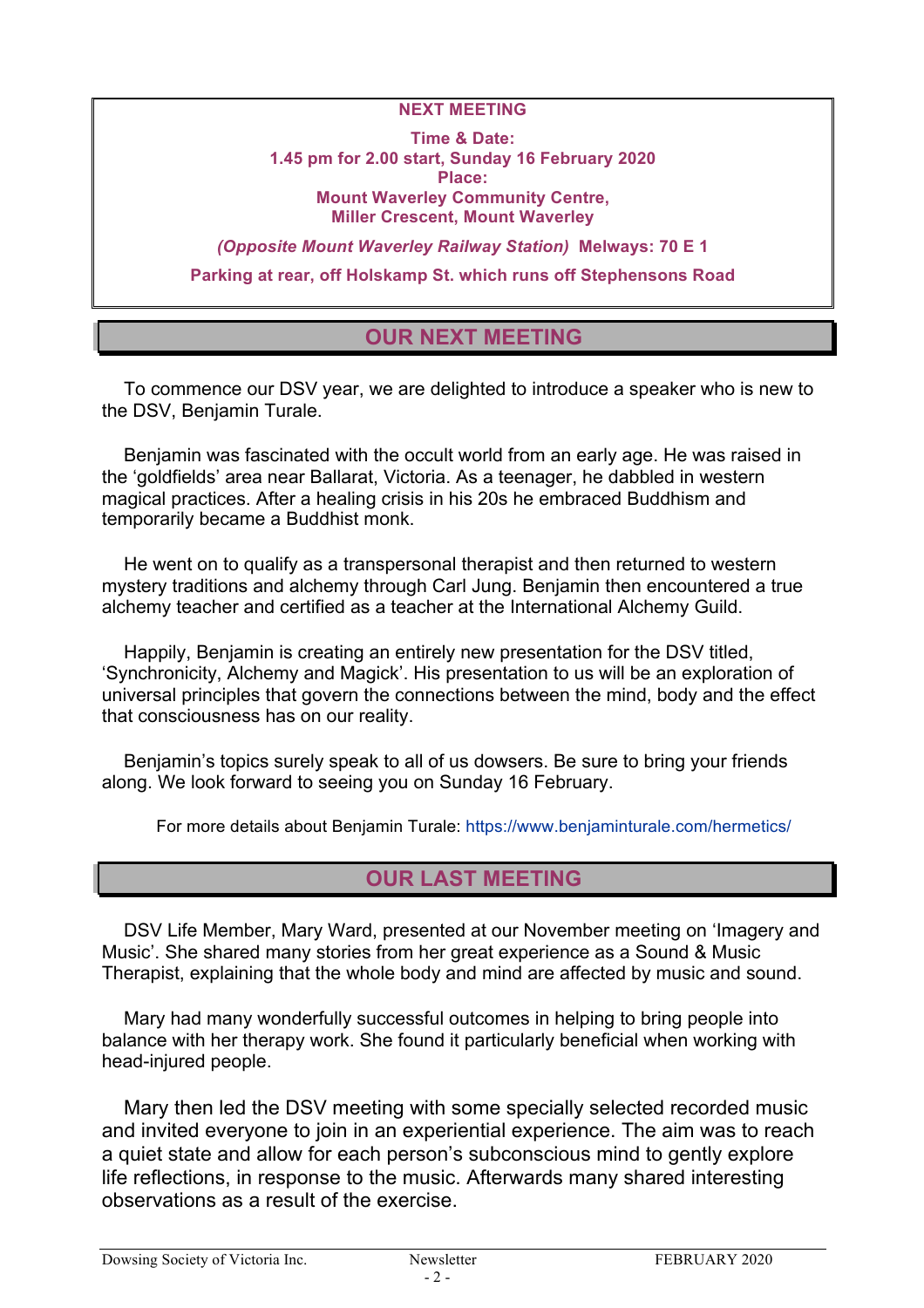**NEXT MEETING**

**Time & Date:**
**1.45 pm for 2.00 start, Sunday 16 February 2020**
**Place:**
**Mount Waverley Community Centre,**
**Miller Crescent, Mount Waverley**

***(Opposite Mount Waverley Railway Station)* Melways: 70 E 1**

**Parking at rear, off Holskamp St. which runs off Stephensons Road**

## OUR NEXT MEETING

To commence our DSV year, we are delighted to introduce a speaker who is new to the DSV, Benjamin Turale.

Benjamin was fascinated with the occult world from an early age. He was raised in the 'goldfields' area near Ballarat, Victoria. As a teenager, he dabbled in western magical practices. After a healing crisis in his 20s he embraced Buddhism and temporarily became a Buddhist monk.

He went on to qualify as a transpersonal therapist and then returned to western mystery traditions and alchemy through Carl Jung. Benjamin then encountered a true alchemy teacher and certified as a teacher at the International Alchemy Guild.

Happily, Benjamin is creating an entirely new presentation for the DSV titled, 'Synchronicity, Alchemy and Magick'. His presentation to us will be an exploration of universal principles that govern the connections between the mind, body and the effect that consciousness has on our reality.

Benjamin's topics surely speak to all of us dowsers. Be sure to bring your friends along. We look forward to seeing you on Sunday 16 February.

For more details about Benjamin Turale: https://www.benjaminturale.com/hermetics/

## OUR LAST MEETING

DSV Life Member, Mary Ward, presented at our November meeting on 'Imagery and Music'. She shared many stories from her great experience as a Sound & Music Therapist, explaining that the whole body and mind are affected by music and sound.

Mary had many wonderfully successful outcomes in helping to bring people into balance with her therapy work. She found it particularly beneficial when working with head-injured people.

Mary then led the DSV meeting with some specially selected recorded music and invited everyone to join in an experiential experience. The aim was to reach a quiet state and allow for each person's subconscious mind to gently explore life reflections, in response to the music. Afterwards many shared interesting observations as a result of the exercise.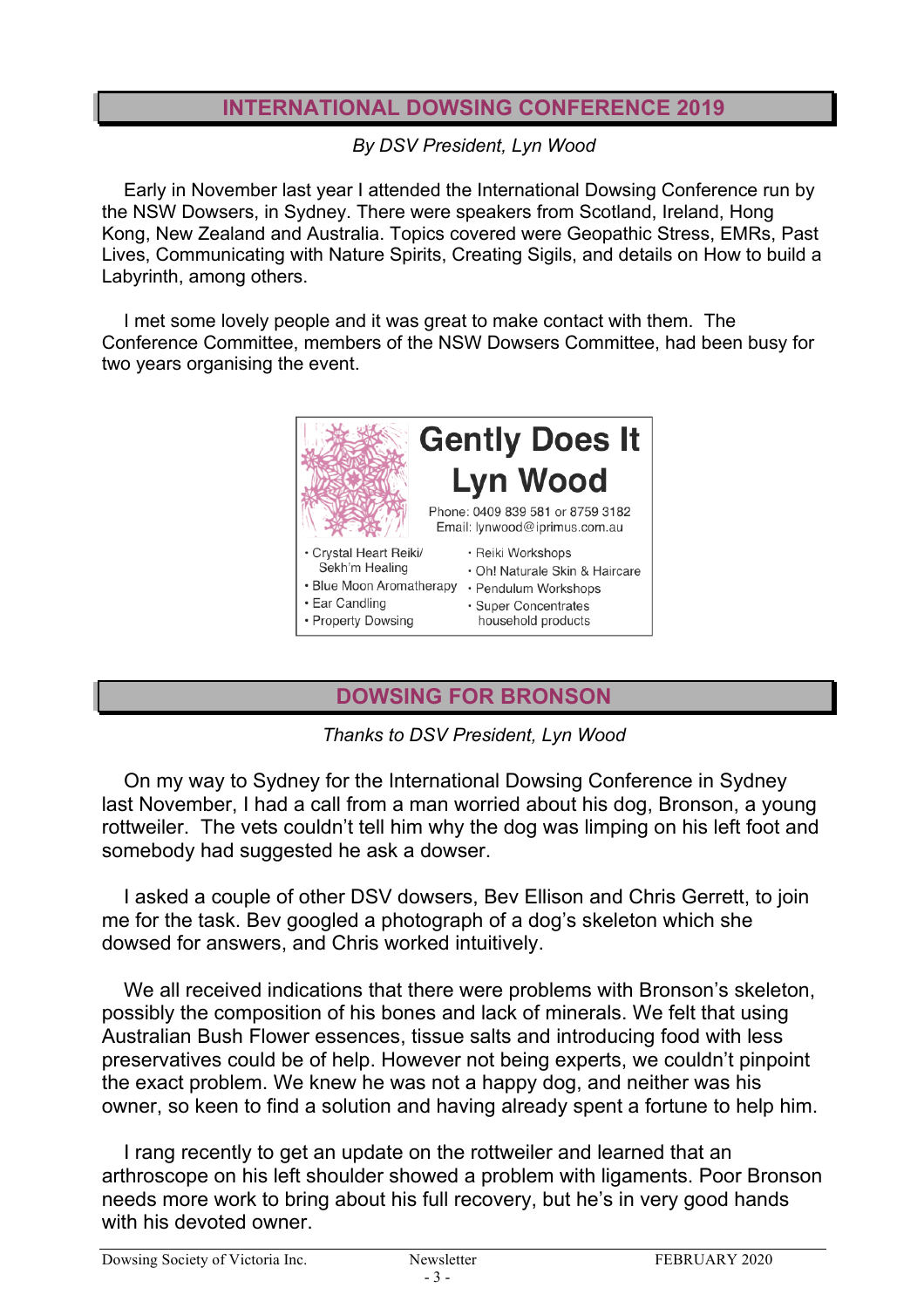## INTERNATIONAL DOWSING CONFERENCE 2019

*By DSV President, Lyn Wood*

Early in November last year I attended the International Dowsing Conference run by the NSW Dowsers, in Sydney. There were speakers from Scotland, Ireland, Hong Kong, New Zealand and Australia. Topics covered were Geopathic Stress, EMRs, Past Lives, Communicating with Nature Spirits, Creating Sigils, and details on How to build a Labyrinth, among others.

I met some lovely people and it was great to make contact with them. The Conference Committee, members of the NSW Dowsers Committee, had been busy for two years organising the event.

**Gently Does It**
**Lyn Wood**

Phone: 0409 839 581 or 8759 3182
Email: lynwood@iprimus.com.au

- Crystal Heart Reiki/ Sekh'm Healing
- Blue Moon Aromatherapy
- Ear Candling
- Property Dowsing
- Reiki Workshops
- Oh! Naturale Skin & Haircare
- Pendulum Workshops
- Super Concentrates household products

## DOWSING FOR BRONSON

*Thanks to DSV President, Lyn Wood*

On my way to Sydney for the International Dowsing Conference in Sydney last November, I had a call from a man worried about his dog, Bronson, a young rottweiler. The vets couldn't tell him why the dog was limping on his left foot and somebody had suggested he ask a dowser.

I asked a couple of other DSV dowsers, Bev Ellison and Chris Gerrett, to join me for the task. Bev googled a photograph of a dog's skeleton which she dowsed for answers, and Chris worked intuitively.

We all received indications that there were problems with Bronson's skeleton, possibly the composition of his bones and lack of minerals. We felt that using Australian Bush Flower essences, tissue salts and introducing food with less preservatives could be of help. However not being experts, we couldn't pinpoint the exact problem. We knew he was not a happy dog, and neither was his owner, so keen to find a solution and having already spent a fortune to help him.

I rang recently to get an update on the rottweiler and learned that an arthroscope on his left shoulder showed a problem with ligaments. Poor Bronson needs more work to bring about his full recovery, but he's in very good hands with his devoted owner.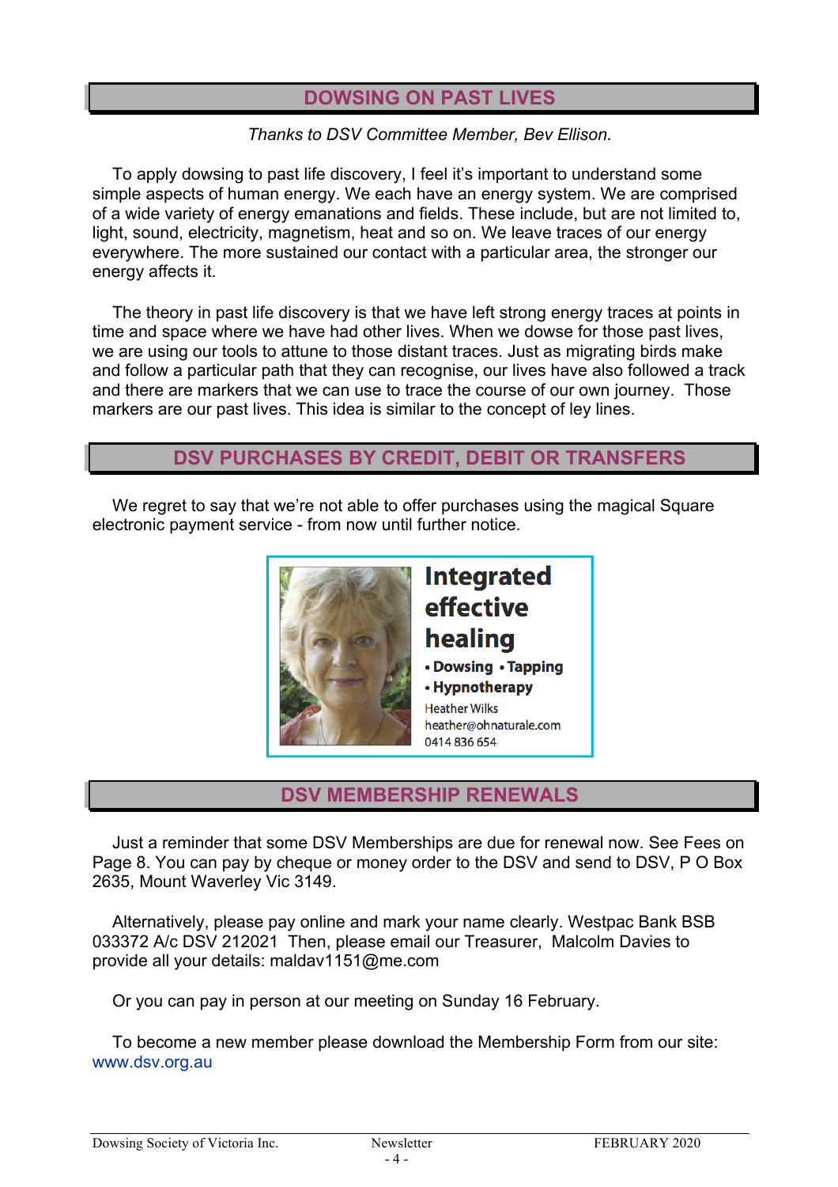## DOWSING ON PAST LIVES

*Thanks to DSV Committee Member, Bev Ellison.*

To apply dowsing to past life discovery, I feel it's important to understand some simple aspects of human energy. We each have an energy system. We are comprised of a wide variety of energy emanations and fields. These include, but are not limited to, light, sound, electricity, magnetism, heat and so on. We leave traces of our energy everywhere. The more sustained our contact with a particular area, the stronger our energy affects it.

The theory in past life discovery is that we have left strong energy traces at points in time and space where we have had other lives. When we dowse for those past lives, we are using our tools to attune to those distant traces. Just as migrating birds make and follow a particular path that they can recognise, our lives have also followed a track and there are markers that we can use to trace the course of our own journey. Those markers are our past lives. This idea is similar to the concept of ley lines.

## DSV PURCHASES BY CREDIT, DEBIT OR TRANSFERS

We regret to say that we're not able to offer purchases using the magical Square electronic payment service - from now until further notice.

**Integrated effective healing**

- **Dowsing** • **Tapping**
- **Hypnotherapy**

Heather Wilks
heather@ohnaturale.com
0414 836 654

## DSV MEMBERSHIP RENEWALS

Just a reminder that some DSV Memberships are due for renewal now. See Fees on Page 8. You can pay by cheque or money order to the DSV and send to DSV, P O Box 2635, Mount Waverley Vic 3149.

Alternatively, please pay online and mark your name clearly. Westpac Bank BSB 033372 A/c DSV 212021 Then, please email our Treasurer, Malcolm Davies to provide all your details: maldav1151@me.com

Or you can pay in person at our meeting on Sunday 16 February.

To become a new member please download the Membership Form from our site: www.dsv.org.au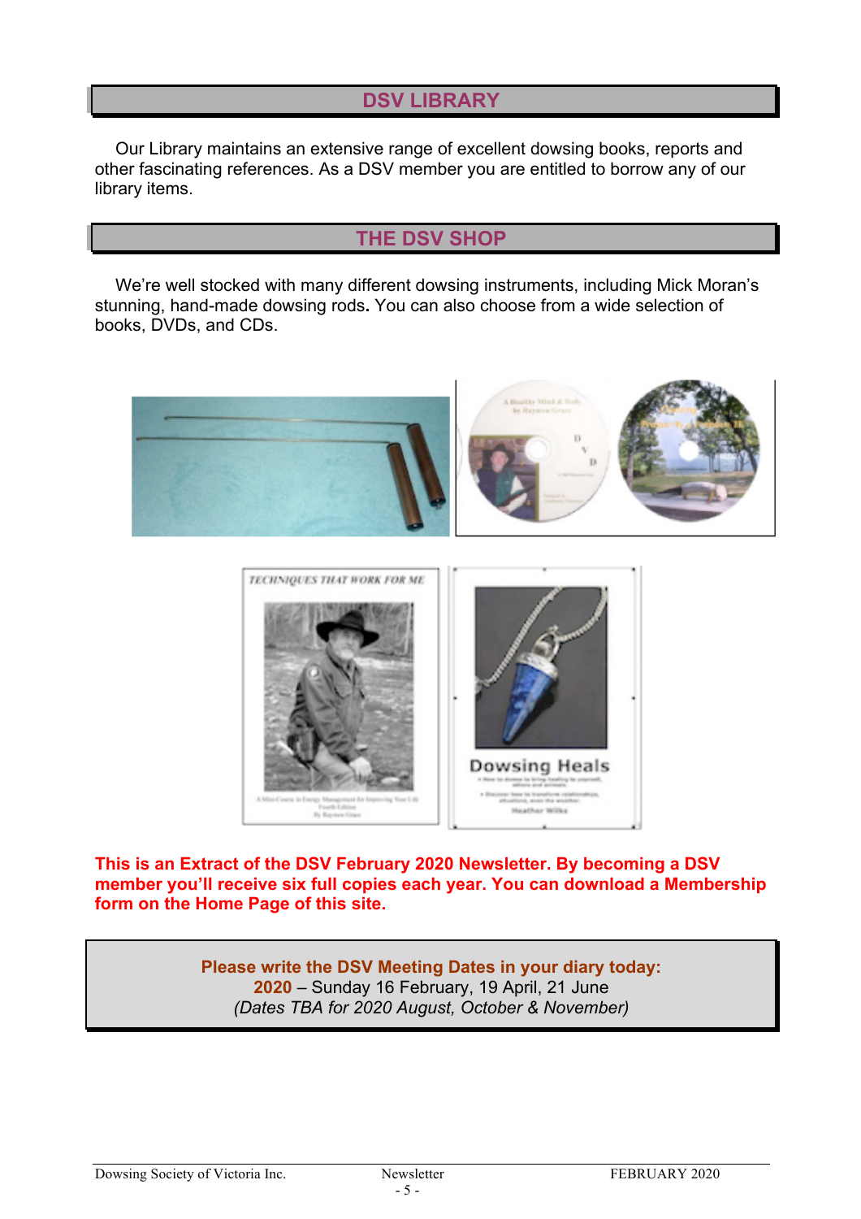## DSV LIBRARY

Our Library maintains an extensive range of excellent dowsing books, reports and other fascinating references. As a DSV member you are entitled to borrow any of our library items.

## THE DSV SHOP

We're well stocked with many different dowsing instruments, including Mick Moran's stunning, hand-made dowsing rods. You can also choose from a wide selection of books, DVDs, and CDs.

**This is an Extract of the DSV February 2020 Newsletter. By becoming a DSV member you'll receive six full copies each year. You can download a Membership form on the Home Page of this site.**

**Please write the DSV Meeting Dates in your diary today:**
**2020** – Sunday 16 February, 19 April, 21 June
*(Dates TBA for 2020 August, October & November)*